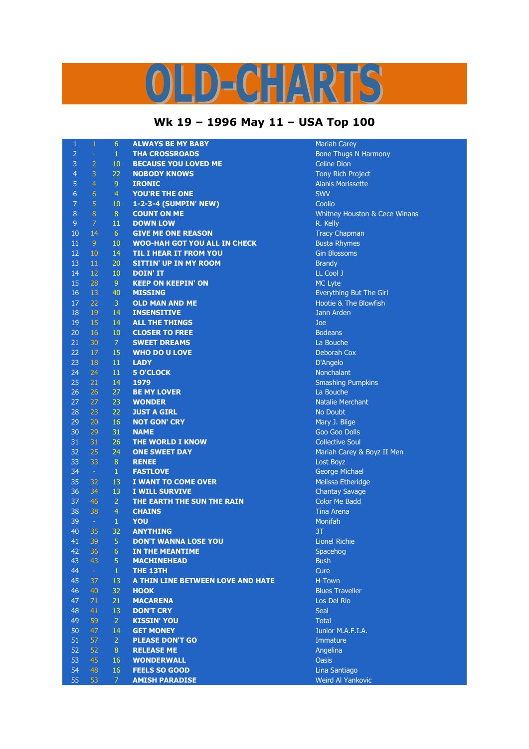# OLD-CHARTS

## Wk 19 – 1996 May 11 – USA Top 100

| | | | | |
|---|---|---|---|---|
| 1 | 1 | 6 | ALWAYS BE MY BABY | Mariah Carey |
| 2 | - | 1 | THA CROSSROADS | Bone Thugs N Harmony |
| 3 | 2 | 10 | BECAUSE YOU LOVED ME | Celine Dion |
| 4 | 3 | 22 | NOBODY KNOWS | Tony Rich Project |
| 5 | 4 | 9 | IRONIC | Alanis Morissette |
| 6 | 6 | 4 | YOU'RE THE ONE | SWV |
| 7 | 5 | 10 | 1-2-3-4 (SUMPIN' NEW) | Coolio |
| 8 | 8 | 8 | COUNT ON ME | Whitney Houston & Cece Winans |
| 9 | 7 | 11 | DOWN LOW | R. Kelly |
| 10 | 14 | 6 | GIVE ME ONE REASON | Tracy Chapman |
| 11 | 9 | 10 | WOO-HAH GOT YOU ALL IN CHECK | Busta Rhymes |
| 12 | 10 | 14 | TIL I HEAR IT FROM YOU | Gin Blossoms |
| 13 | 11 | 20 | SITTIN' UP IN MY ROOM | Brandy |
| 14 | 12 | 10 | DOIN' IT | LL Cool J |
| 15 | 28 | 9 | KEEP ON KEEPIN' ON | MC Lyte |
| 16 | 13 | 40 | MISSING | Everything But The Girl |
| 17 | 22 | 3 | OLD MAN AND ME | Hootie & The Blowfish |
| 18 | 19 | 14 | INSENSITIVE | Jann Arden |
| 19 | 15 | 14 | ALL THE THINGS | Joe |
| 20 | 16 | 10 | CLOSER TO FREE | Bodeans |
| 21 | 30 | 7 | SWEET DREAMS | La Bouche |
| 22 | 17 | 15 | WHO DO U LOVE | Deborah Cox |
| 23 | 18 | 11 | LADY | D'Angelo |
| 24 | 24 | 11 | 5 O'CLOCK | Nonchalant |
| 25 | 21 | 14 | 1979 | Smashing Pumpkins |
| 26 | 26 | 27 | BE MY LOVER | La Bouche |
| 27 | 27 | 23 | WONDER | Natalie Merchant |
| 28 | 23 | 22 | JUST A GIRL | No Doubt |
| 29 | 20 | 16 | NOT GON' CRY | Mary J. Blige |
| 30 | 29 | 31 | NAME | Goo Goo Dolls |
| 31 | 31 | 26 | THE WORLD I KNOW | Collective Soul |
| 32 | 25 | 24 | ONE SWEET DAY | Mariah Carey & Boyz II Men |
| 33 | 33 | 8 | RENEE | Lost Boyz |
| 34 | - | 1 | FASTLOVE | George Michael |
| 35 | 32 | 13 | I WANT TO COME OVER | Melissa Etheridge |
| 36 | 34 | 13 | I WILL SURVIVE | Chantay Savage |
| 37 | 46 | 2 | THE EARTH THE SUN THE RAIN | Color Me Badd |
| 38 | 38 | 4 | CHAINS | Tina Arena |
| 39 | - | 1 | YOU | Monifah |
| 40 | 35 | 32 | ANYTHING | 3T |
| 41 | 39 | 5 | DON'T WANNA LOSE YOU | Lionel Richie |
| 42 | 36 | 6 | IN THE MEANTIME | Spacehog |
| 43 | 43 | 5 | MACHINEHEAD | Bush |
| 44 | - | 1 | THE 13TH | Cure |
| 45 | 37 | 13 | A THIN LINE BETWEEN LOVE AND HATE | H-Town |
| 46 | 40 | 32 | HOOK | Blues Traveller |
| 47 | 71 | 21 | MACARENA | Los Del Rio |
| 48 | 41 | 13 | DON'T CRY | Seal |
| 49 | 59 | 2 | KISSIN' YOU | Total |
| 50 | 47 | 14 | GET MONEY | Junior M.A.F.I.A. |
| 51 | 57 | 2 | PLEASE DON'T GO | Immature |
| 52 | 52 | 8 | RELEASE ME | Angelina |
| 53 | 45 | 16 | WONDERWALL | Oasis |
| 54 | 48 | 16 | FEELS SO GOOD | Lina Santiago |
| 55 | 53 | 7 | AMISH PARADISE | Weird Al Yankovic |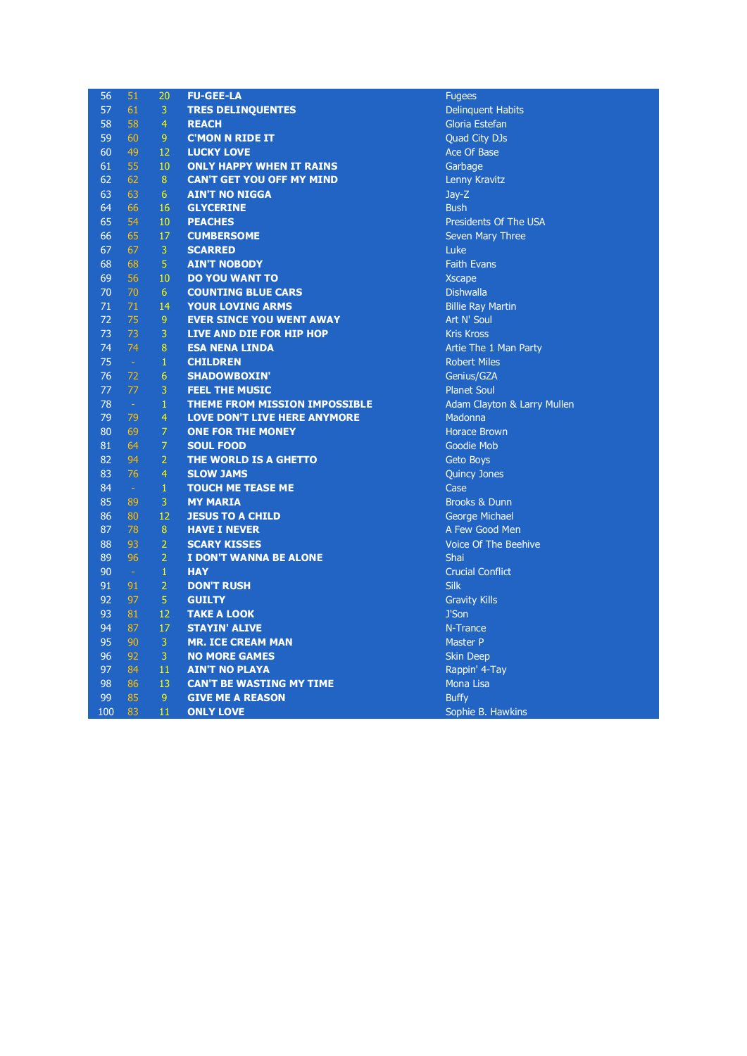| | | | | |
|---|---|---|---|---|
| 56 | 51 | 20 | FU-GEE-LA | Fugees |
| 57 | 61 | 3 | TRES DELINQUENTES | Delinquent Habits |
| 58 | 58 | 4 | REACH | Gloria Estefan |
| 59 | 60 | 9 | C'MON N RIDE IT | Quad City DJs |
| 60 | 49 | 12 | LUCKY LOVE | Ace Of Base |
| 61 | 55 | 10 | ONLY HAPPY WHEN IT RAINS | Garbage |
| 62 | 62 | 8 | CAN'T GET YOU OFF MY MIND | Lenny Kravitz |
| 63 | 63 | 6 | AIN'T NO NIGGA | Jay-Z |
| 64 | 66 | 16 | GLYCERINE | Bush |
| 65 | 54 | 10 | PEACHES | Presidents Of The USA |
| 66 | 65 | 17 | CUMBERSOME | Seven Mary Three |
| 67 | 67 | 3 | SCARRED | Luke |
| 68 | 68 | 5 | AIN'T NOBODY | Faith Evans |
| 69 | 56 | 10 | DO YOU WANT TO | Xscape |
| 70 | 70 | 6 | COUNTING BLUE CARS | Dishwalla |
| 71 | 71 | 14 | YOUR LOVING ARMS | Billie Ray Martin |
| 72 | 75 | 9 | EVER SINCE YOU WENT AWAY | Art N' Soul |
| 73 | 73 | 3 | LIVE AND DIE FOR HIP HOP | Kris Kross |
| 74 | 74 | 8 | ESA NENA LINDA | Artie The 1 Man Party |
| 75 | - | 1 | CHILDREN | Robert Miles |
| 76 | 72 | 6 | SHADOWBOXIN' | Genius/GZA |
| 77 | 77 | 3 | FEEL THE MUSIC | Planet Soul |
| 78 | - | 1 | THEME FROM MISSION IMPOSSIBLE | Adam Clayton & Larry Mullen |
| 79 | 79 | 4 | LOVE DON'T LIVE HERE ANYMORE | Madonna |
| 80 | 69 | 7 | ONE FOR THE MONEY | Horace Brown |
| 81 | 64 | 7 | SOUL FOOD | Goodie Mob |
| 82 | 94 | 2 | THE WORLD IS A GHETTO | Geto Boys |
| 83 | 76 | 4 | SLOW JAMS | Quincy Jones |
| 84 | - | 1 | TOUCH ME TEASE ME | Case |
| 85 | 89 | 3 | MY MARIA | Brooks & Dunn |
| 86 | 80 | 12 | JESUS TO A CHILD | George Michael |
| 87 | 78 | 8 | HAVE I NEVER | A Few Good Men |
| 88 | 93 | 2 | SCARY KISSES | Voice Of The Beehive |
| 89 | 96 | 2 | I DON'T WANNA BE ALONE | Shai |
| 90 | - | 1 | HAY | Crucial Conflict |
| 91 | 91 | 2 | DON'T RUSH | Silk |
| 92 | 97 | 5 | GUILTY | Gravity Kills |
| 93 | 81 | 12 | TAKE A LOOK | J'Son |
| 94 | 87 | 17 | STAYIN' ALIVE | N-Trance |
| 95 | 90 | 3 | MR. ICE CREAM MAN | Master P |
| 96 | 92 | 3 | NO MORE GAMES | Skin Deep |
| 97 | 84 | 11 | AIN'T NO PLAYA | Rappin' 4-Tay |
| 98 | 86 | 13 | CAN'T BE WASTING MY TIME | Mona Lisa |
| 99 | 85 | 9 | GIVE ME A REASON | Buffy |
| 100 | 83 | 11 | ONLY LOVE | Sophie B. Hawkins |